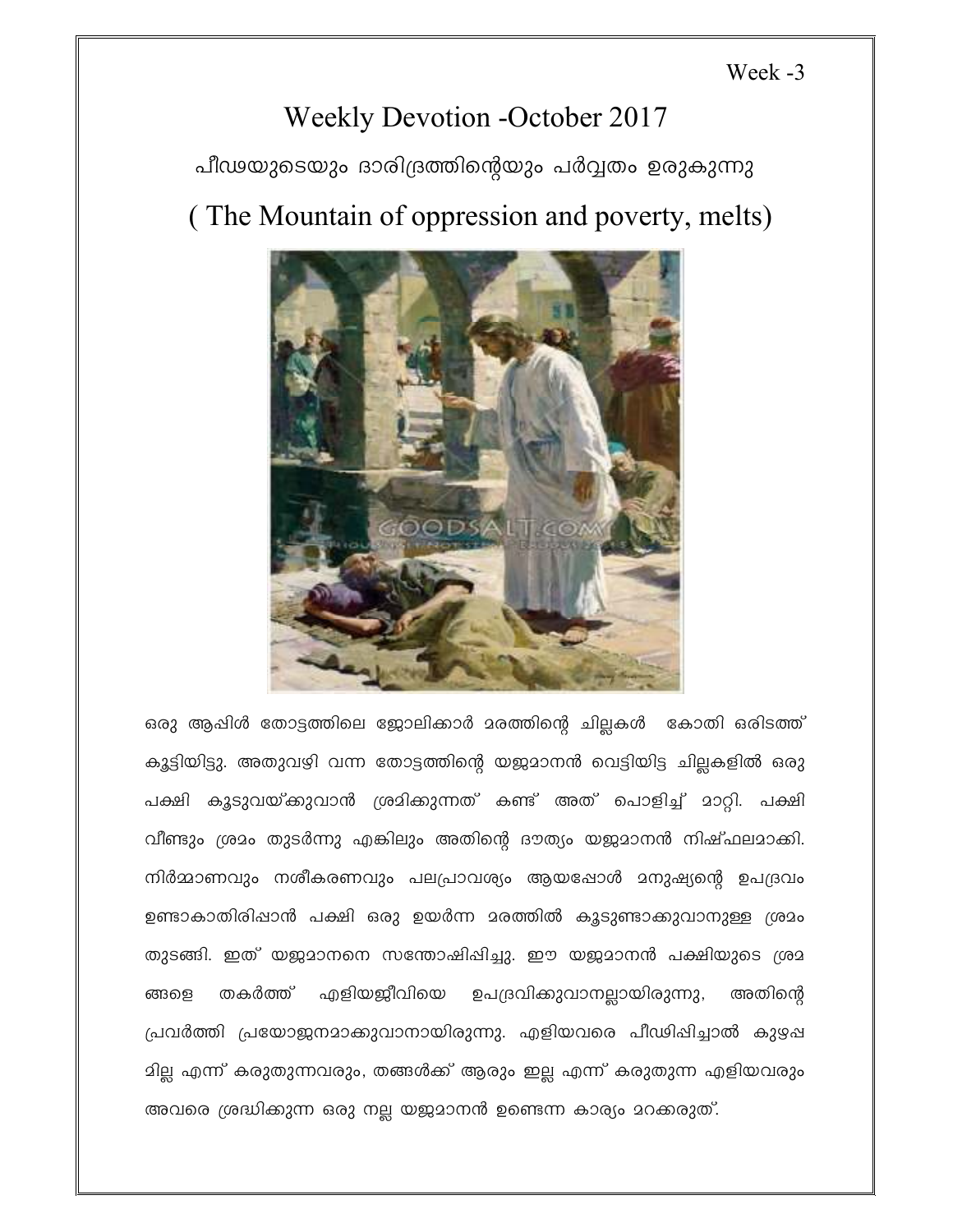Week -3

# Weekly Devotion -October 2017

## പീഢയുടെയും ദാരിദ്രത്തിന്റെയും പർവ്വതം ഉരുകുന്നു

## ( The Mountain of oppression and poverty, melts)

ഒരു ആപ്പിൾ തോട്ടത്തിലെ ജോലിക്കാർ മരത്തിന്റെ ചില്ലകൾ കോതി ഒരിടത്ത് കൂട്ടിയിട്ടു. അതുവഴി വന്ന തോട്ടത്തിന്റെ യജമാനൻ വെട്ടിയിട്ട ചില്ലകളിൽ ഒരു പക്ഷി കൂടുവയ്ക്കുവാൻ ശ്രമിക്കുന്നത് കണ്ട് അത് പൊളിച്ച് മാറ്റി. പക്ഷി വീണ്ടും ശ്രമം തുടർന്നു എങ്കിലും അതിന്റെ ദൗത്യം യജമാനൻ നിഷ്ഫലമാക്കി. നിർമ്മാണവും നശീകരണവും പലപ്രാവശ്യം ആയപ്പോൾ മനുഷ്യന്റെ ഉപദ്രവം ഉണ്ടാകാതിരിപ്പാൻ പക്ഷി ഒരു ഉയർന്ന മരത്തിൽ കൂടുണ്ടാക്കുവാനുള്ള ശ്രമം തുടങ്ങി. ഇത് യജമാനനെ സന്തോഷിപ്പിച്ചു. ഈ യജമാനൻ പക്ഷിയുടെ ശ്രമങ്ങളെ തകർത്ത് എളിയജീവിയെ ഉപദ്രവിക്കുവാനല്ലായിരുന്നു, അതിന്റെ പ്രവർത്തി പ്രയോജനമാക്കുവാനായിരുന്നു. എളിയവരെ പീഢിപ്പിച്ചാൽ കുഴപ്പമില്ല എന്ന് കരുതുന്നവരും, തങ്ങൾക്ക് ആരും ഇല്ല എന്ന് കരുതുന്ന എളിയവരും അവരെ ശ്രദ്ധിക്കുന്ന ഒരു നല്ല യജമാനൻ ഉണ്ടെന്ന കാര്യം മറക്കരുത്.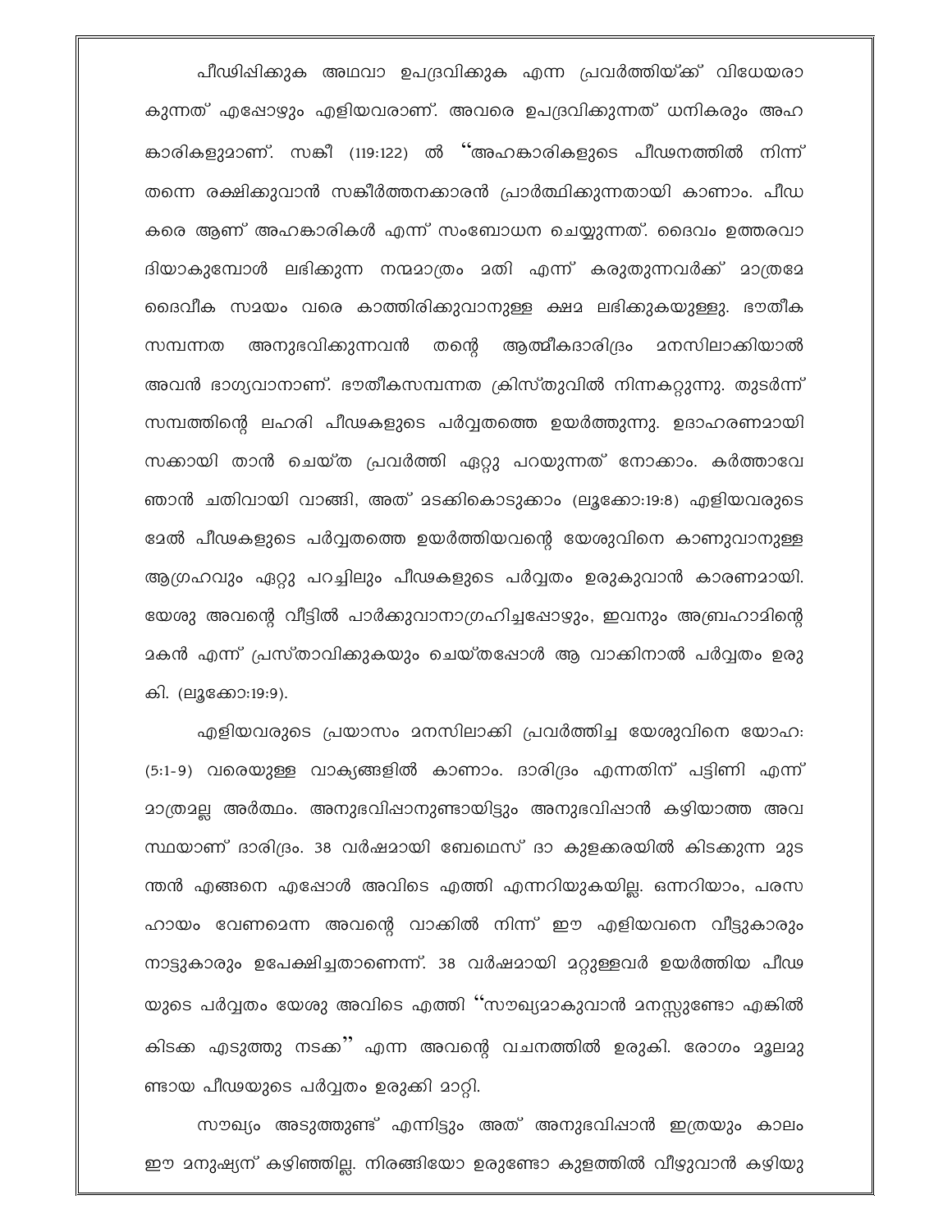പീഢിപ്പിക്കുക അഥവാ ഉപദ്രവിക്കുക എന്ന പ്രവർത്തിയ്ക്ക് വിധേയരാകുന്നത് എപ്പോഴും എളിയവരാണ്. അവരെ ഉപദ്രവിക്കുന്നത് ധനികരും അഹങ്കാരികളുമാണ്. സങ്കീ (119:122) ൽ "അഹങ്കാരികളുടെ പീഢനത്തിൽ നിന്ന് തന്നെ രക്ഷിക്കുവാൻ സങ്കീർത്തനക്കാരൻ പ്രാർത്ഥിക്കുന്നതായി കാണാം. പീഡകരെ ആണ് അഹങ്കാരികൾ എന്ന് സംബോധന ചെയ്യുന്നത്. ദൈവം ഉത്തരവാദിയാകുമ്പോൾ ലഭിക്കുന്ന നന്മമാത്രം മതി എന്ന് കരുതുന്നവർക്ക് മാത്രമേ ദൈവീക സമയം വരെ കാത്തിരിക്കുവാനുള്ള ക്ഷമ ലഭിക്കുകയുള്ളു. ഭൗതീക സമ്പന്നത അനുഭവിക്കുന്നവൻ തന്റെ ആത്മീകദാരിദ്രം മനസിലാക്കിയാൽ അവൻ ഭാഗ്യവാനാണ്. ഭൗതീകസമ്പന്നത ക്രിസ്തുവിൽ നിന്നകറ്റുന്നു. തുടർന്ന് സമ്പത്തിന്റെ ലഹരി പീഢകളുടെ പർവ്വതത്തെ ഉയർത്തുന്നു. ഉദാഹരണമായി സക്കായി താൻ ചെയ്ത പ്രവർത്തി ഏറ്റു പറയുന്നത് നോക്കാം. കർത്താവേ ഞാൻ ചതിവായി വാങ്ങി, അത് മടക്കികൊടുക്കാം (ലൂക്കോ:19:8) എളിയവരുടെ മേൽ പീഢകളുടെ പർവ്വതത്തെ ഉയർത്തിയവന്റെ യേശുവിനെ കാണുവാനുള്ള ആഗ്രഹവും ഏറ്റു പറച്ചിലും പീഢകളുടെ പർവ്വതം ഉരുകുവാൻ കാരണമായി. യേശു അവന്റെ വീട്ടിൽ പാർക്കുവാനാഗ്രഹിച്ചപ്പോഴും, ഇവനും അബ്രഹാമിന്റെ മകൻ എന്ന് പ്രസ്താവിക്കുകയും ചെയ്തപ്പോൾ ആ വാക്കിനാൽ പർവ്വതം ഉരുകി. (ലൂക്കോ:19:9).

എളിയവരുടെ പ്രയാസം മനസിലാക്കി പ്രവർത്തിച്ച യേശുവിനെ യോഹ: (5:1-9) വരെയുള്ള വാക്യങ്ങളിൽ കാണാം. ദാരിദ്രം എന്നതിന് പട്ടിണി എന്ന് മാത്രമല്ല അർത്ഥം. അനുഭവിപ്പാനുണ്ടായിട്ടും അനുഭവിപ്പാൻ കഴിയാത്ത അവസ്ഥയാണ് ദാരിദ്രം. 38 വർഷമായി ബേഥെസ് ദാ കുളക്കരയിൽ കിടക്കുന്ന മുടന്തൻ എങ്ങനെ എപ്പോൾ അവിടെ എത്തി എന്നറിയുകയില്ല. ഒന്നറിയാം, പരസഹായം വേണമെന്ന അവന്റെ വാക്കിൽ നിന്ന് ഈ എളിയവനെ വീട്ടുകാരും നാട്ടുകാരും ഉപേക്ഷിച്ചതാണെന്ന്. 38 വർഷമായി മറ്റുള്ളവർ ഉയർത്തിയ പീഢയുടെ പർവ്വതം യേശു അവിടെ എത്തി "സൗഖ്യമാകുവാൻ മനസ്സുണ്ടോ എങ്കിൽ കിടക്ക എടുത്തു നടക്ക" എന്ന അവന്റെ വചനത്തിൽ ഉരുകി. രോഗം മൂലമുണ്ടായ പീഢയുടെ പർവ്വതം ഉരുക്കി മാറ്റി.

സൗഖ്യം അടുത്തുണ്ട് എന്നിട്ടും അത് അനുഭവിപ്പാൻ ഇത്രയും കാലം ഈ മനുഷ്യന് കഴിഞ്ഞില്ല. നിരങ്ങിയോ ഉരുണ്ടോ കുളത്തിൽ വീഴുവാൻ കഴിയു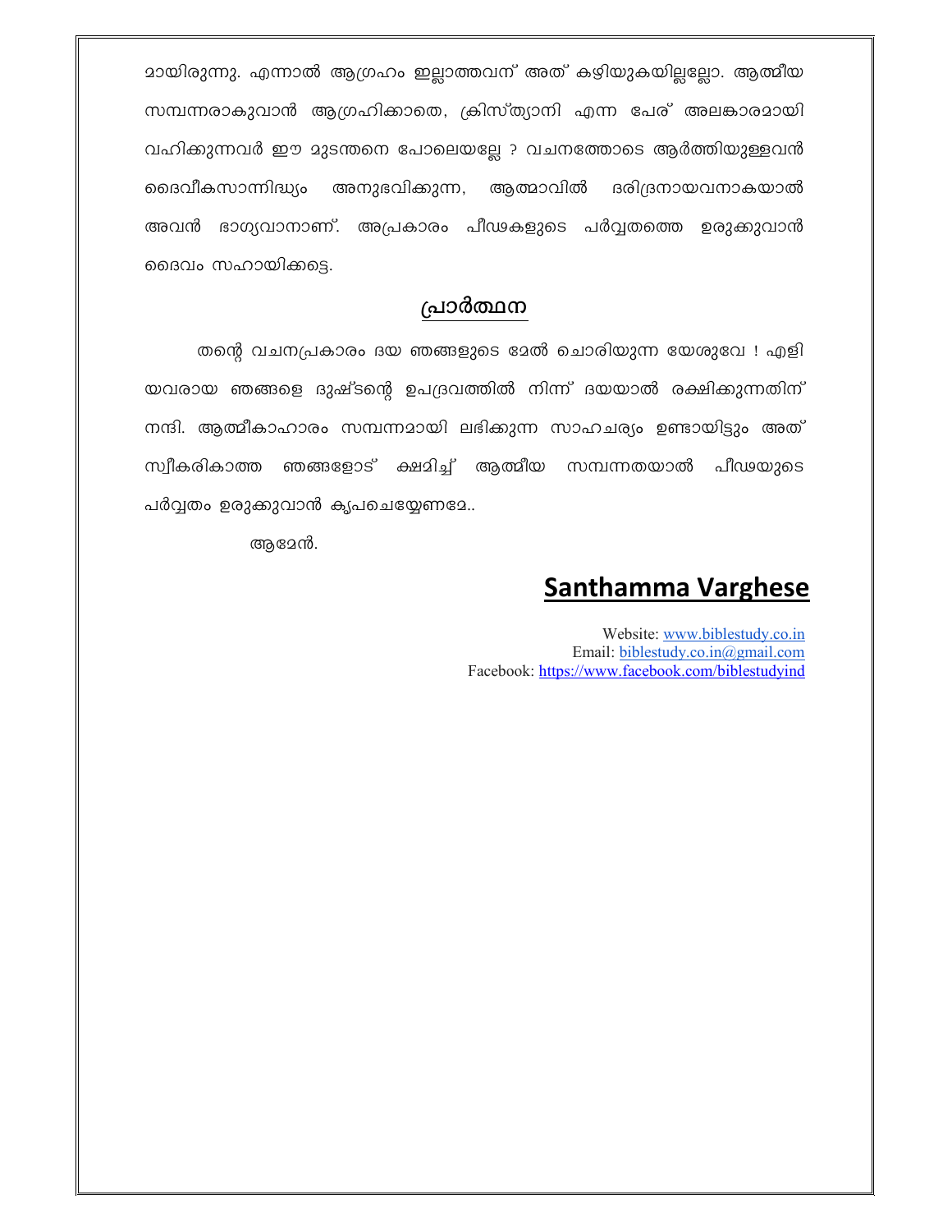മായിരുന്നു. എന്നാൽ ആഗ്രഹം ഇല്ലാത്തവന് അത് കഴിയുകയില്ലല്ലോ. ആത്മീയ സമ്പന്നരാകുവാൻ ആഗ്രഹിക്കാതെ, ക്രിസ്ത്യാനി എന്ന പേര് അലങ്കാരമായി വഹിക്കുന്നവർ ഈ മുടന്തനെ പോലെയല്ലേ ? വചനത്തോടെ ആർത്തിയുള്ളവൻ ദൈവീകസാന്നിദ്ധ്യം അനുഭവിക്കുന്ന, ആത്മാവിൽ ദരിദ്രനായവനാകയാൽ അവൻ ഭാഗ്യവാനാണ്. അപ്രകാരം പീഢകളുടെ പർവ്വതത്തെ ഉരുക്കുവാൻ ദൈവം സഹായിക്കട്ടെ.

## പ്രാർത്ഥന

തന്റെ വചനപ്രകാരം ദയ ഞങ്ങളുടെ മേൽ ചൊരിയുന്ന യേശുവേ ! എളിയവരായ ഞങ്ങളെ ദുഷ്ടന്റെ ഉപദ്രവത്തിൽ നിന്ന് ദയയാൽ രക്ഷിക്കുന്നതിന് നന്ദി. ആത്മീകാഹാരം സമ്പന്നമായി ലഭിക്കുന്ന സാഹചര്യം ഉണ്ടായിട്ടും അത് സ്വീകരികാത്ത ഞങ്ങളോട് ക്ഷമിച്ച് ആത്മീയ സമ്പന്നതയാൽ പീഢയുടെ പർവ്വതം ഉരുക്കുവാൻ കൃപചെയ്യേണമേ..

ആമേൻ.

**Santhamma Varghese**

Website: www.biblestudy.co.in
Email: biblestudy.co.in@gmail.com
Facebook: https://www.facebook.com/biblestudyind